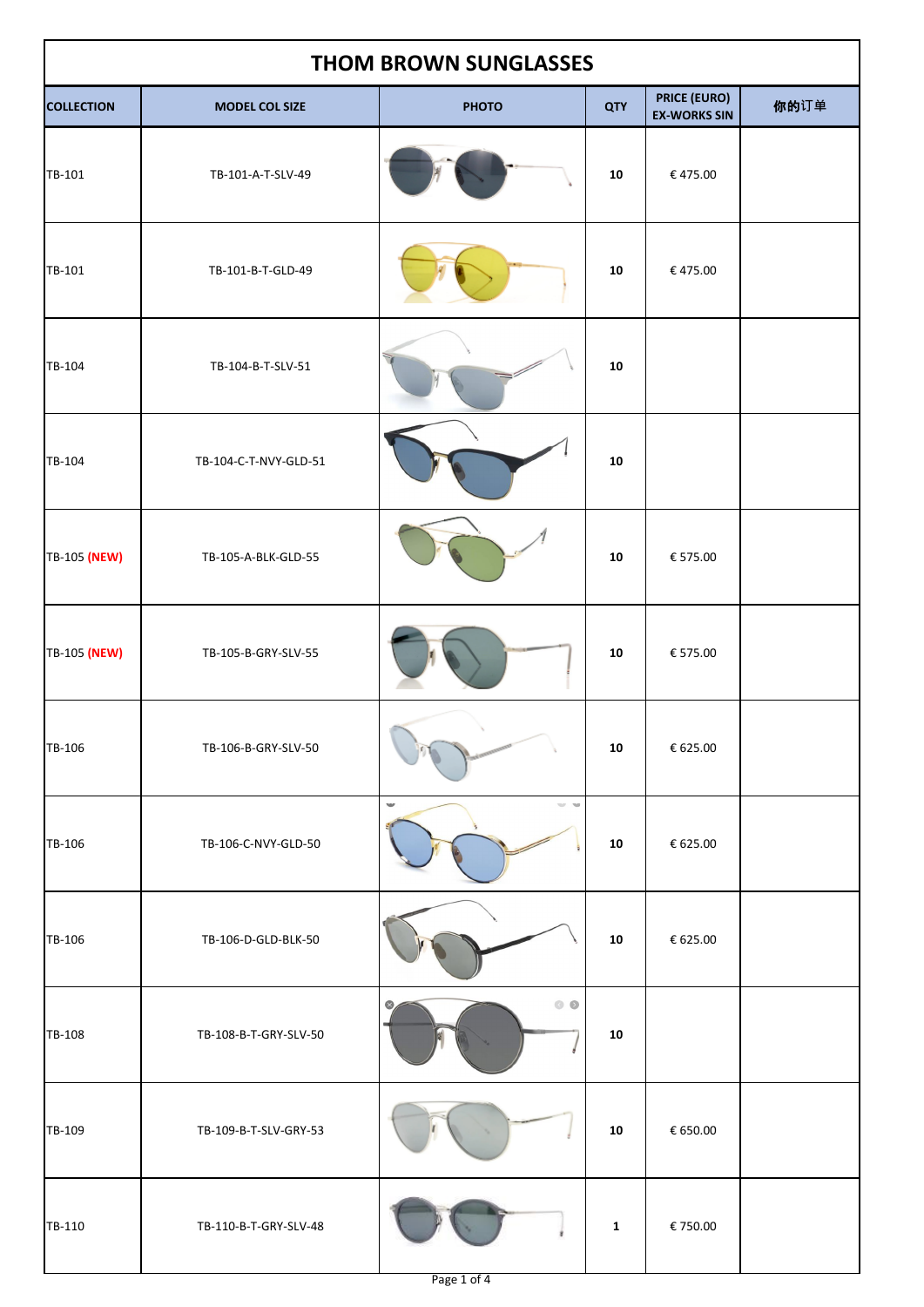# THOM BROWN SUNGLASSES

| COLLECTION | MODEL COL SIZE | PHOTO | QTY | PRICE (EURO) EX-WORKS SIN | 你的订单 |
|---|---|---|---|---|---|
| TB-101 | TB-101-A-T-SLV-49 | | 10 | € 475.00 | |
| TB-101 | TB-101-B-T-GLD-49 | | 10 | € 475.00 | |
| TB-104 | TB-104-B-T-SLV-51 | | 10 | | |
| TB-104 | TB-104-C-T-NVY-GLD-51 | | 10 | | |
| TB-105 **(NEW)** | TB-105-A-BLK-GLD-55 | | 10 | € 575.00 | |
| TB-105 **(NEW)** | TB-105-B-GRY-SLV-55 | | 10 | € 575.00 | |
| TB-106 | TB-106-B-GRY-SLV-50 | | 10 | € 625.00 | |
| TB-106 | TB-106-C-NVY-GLD-50 | | 10 | € 625.00 | |
| TB-106 | TB-106-D-GLD-BLK-50 | | 10 | € 625.00 | |
| TB-108 | TB-108-B-T-GRY-SLV-50 | | 10 | | |
| TB-109 | TB-109-B-T-SLV-GRY-53 | | 10 | € 650.00 | |
| TB-110 | TB-110-B-T-GRY-SLV-48 | | 1 | € 750.00 | |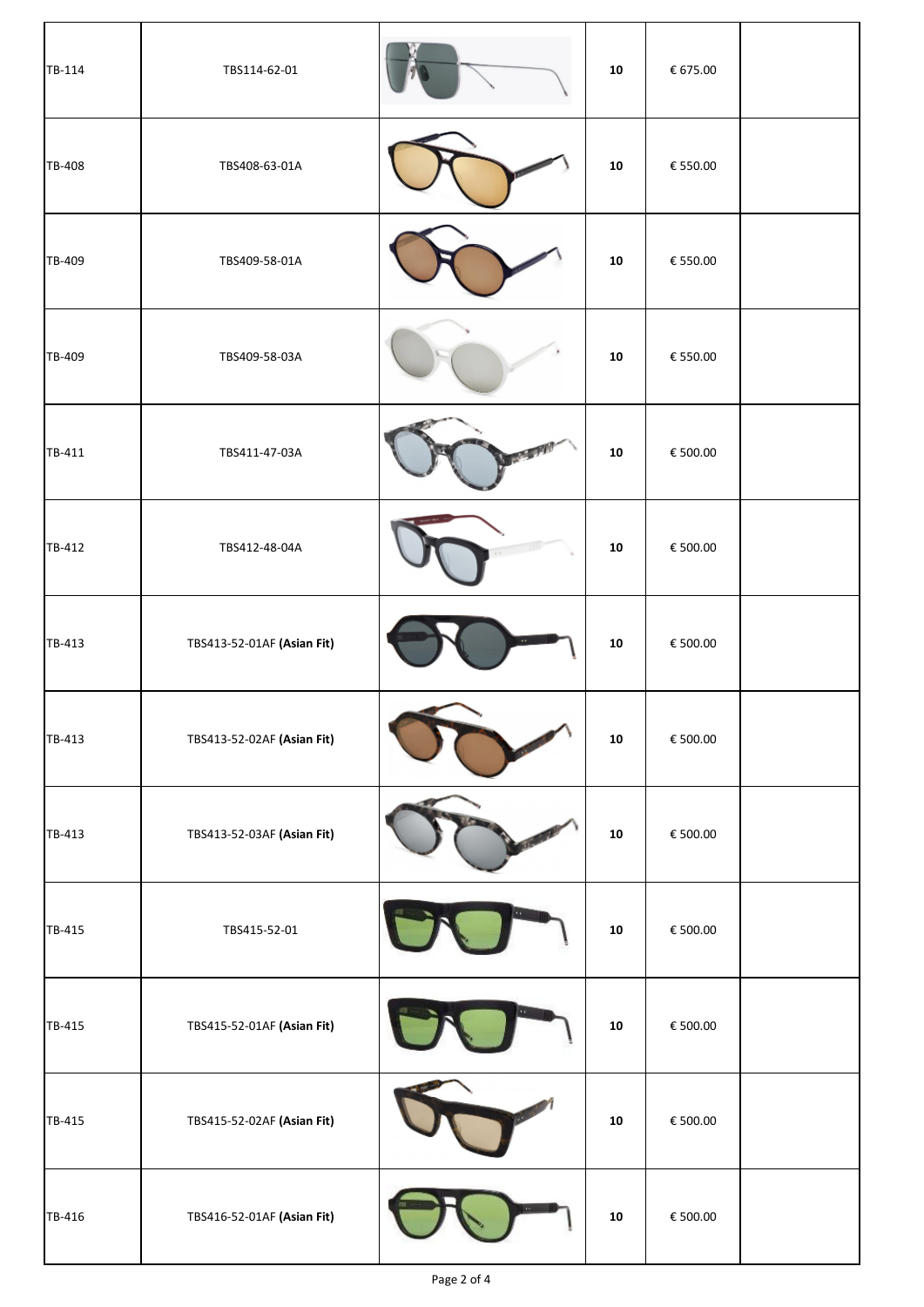| | | | | | |
|---|---|---|---|---|---|
| TB-114 | TBS114-62-01 | | **10** | € 675.00 | |
| TB-408 | TBS408-63-01A | | **10** | € 550.00 | |
| TB-409 | TBS409-58-01A | | **10** | € 550.00 | |
| TB-409 | TBS409-58-03A | | **10** | € 550.00 | |
| TB-411 | TBS411-47-03A | | **10** | € 500.00 | |
| TB-412 | TBS412-48-04A | | **10** | € 500.00 | |
| TB-413 | TBS413-52-01AF **(Asian Fit)** | | **10** | € 500.00 | |
| TB-413 | TBS413-52-02AF **(Asian Fit)** | | **10** | € 500.00 | |
| TB-413 | TBS413-52-03AF **(Asian Fit)** | | **10** | € 500.00 | |
| TB-415 | TBS415-52-01 | | **10** | € 500.00 | |
| TB-415 | TBS415-52-01AF **(Asian Fit)** | | **10** | € 500.00 | |
| TB-415 | TBS415-52-02AF **(Asian Fit)** | | **10** | € 500.00 | |
| TB-416 | TBS416-52-01AF **(Asian Fit)** | | **10** | € 500.00 | |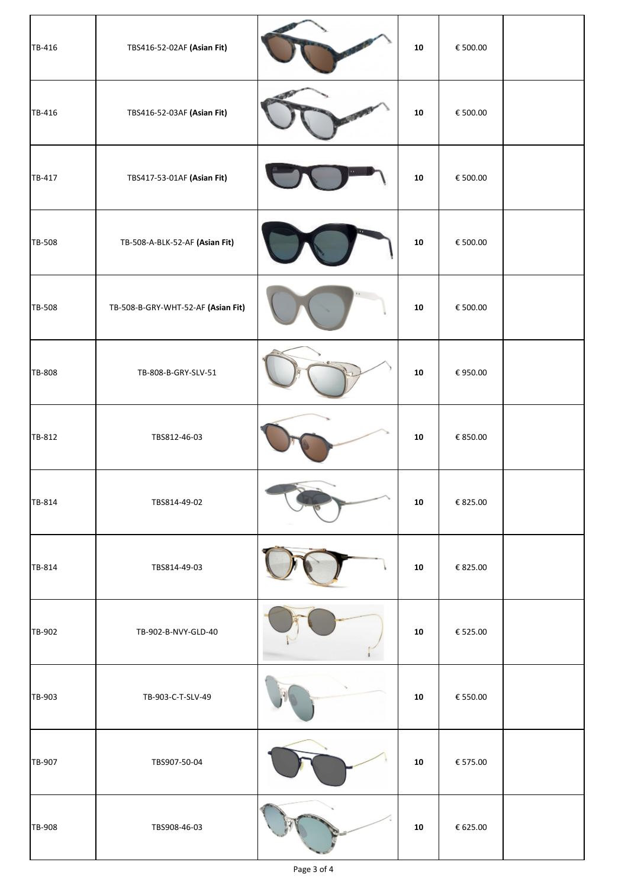| | | | | | |
|---|---|---|---|---|---|
| TB-416 | TBS416-52-02AF **(Asian Fit)** | | **10** | € 500.00 | |
| TB-416 | TBS416-52-03AF **(Asian Fit)** | | **10** | € 500.00 | |
| TB-417 | TBS417-53-01AF **(Asian Fit)** | | **10** | € 500.00 | |
| TB-508 | TB-508-A-BLK-52-AF **(Asian Fit)** | | **10** | € 500.00 | |
| TB-508 | TB-508-B-GRY-WHT-52-AF **(Asian Fit)** | | **10** | € 500.00 | |
| TB-808 | TB-808-B-GRY-SLV-51 | | **10** | € 950.00 | |
| TB-812 | TBS812-46-03 | | **10** | € 850.00 | |
| TB-814 | TBS814-49-02 | | **10** | € 825.00 | |
| TB-814 | TBS814-49-03 | | **10** | € 825.00 | |
| TB-902 | TB-902-B-NVY-GLD-40 | | **10** | € 525.00 | |
| TB-903 | TB-903-C-T-SLV-49 | | **10** | € 550.00 | |
| TB-907 | TBS907-50-04 | | **10** | € 575.00 | |
| TB-908 | TBS908-46-03 | | **10** | € 625.00 | |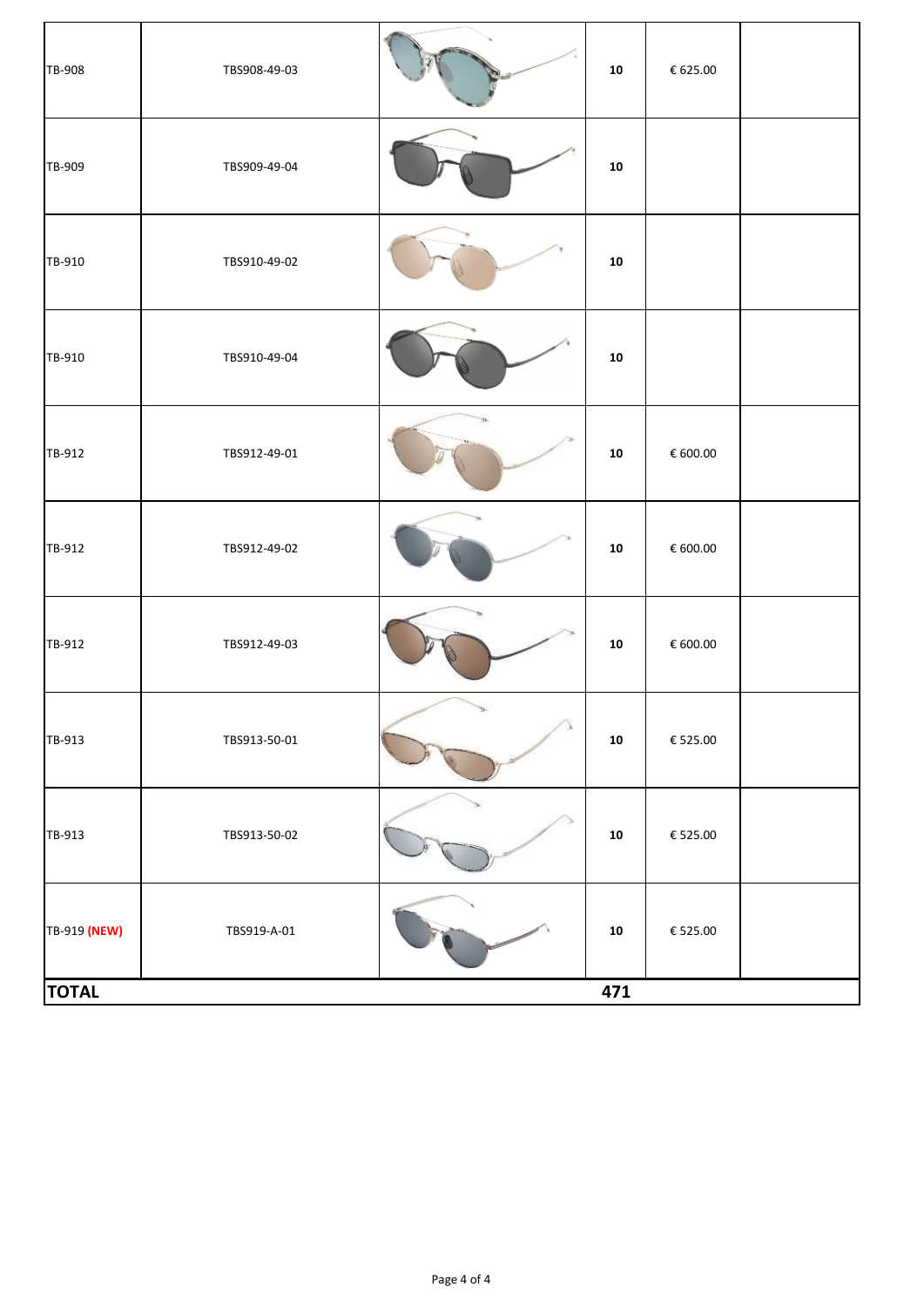| | | | | | |
|---|---|---|---|---|---|
| TB-908 | TBS908-49-03 | | 10 | € 625.00 | |
| TB-909 | TBS909-49-04 | | 10 | | |
| TB-910 | TBS910-49-02 | | 10 | | |
| TB-910 | TBS910-49-04 | | 10 | | |
| TB-912 | TBS912-49-01 | | 10 | € 600.00 | |
| TB-912 | TBS912-49-02 | | 10 | € 600.00 | |
| TB-912 | TBS912-49-03 | | 10 | € 600.00 | |
| TB-913 | TBS913-50-01 | | 10 | € 525.00 | |
| TB-913 | TBS913-50-02 | | 10 | € 525.00 | |
| TB-919 **(NEW)** | TBS919-A-01 | | 10 | € 525.00 | |
| **TOTAL** | | | **471** | | |